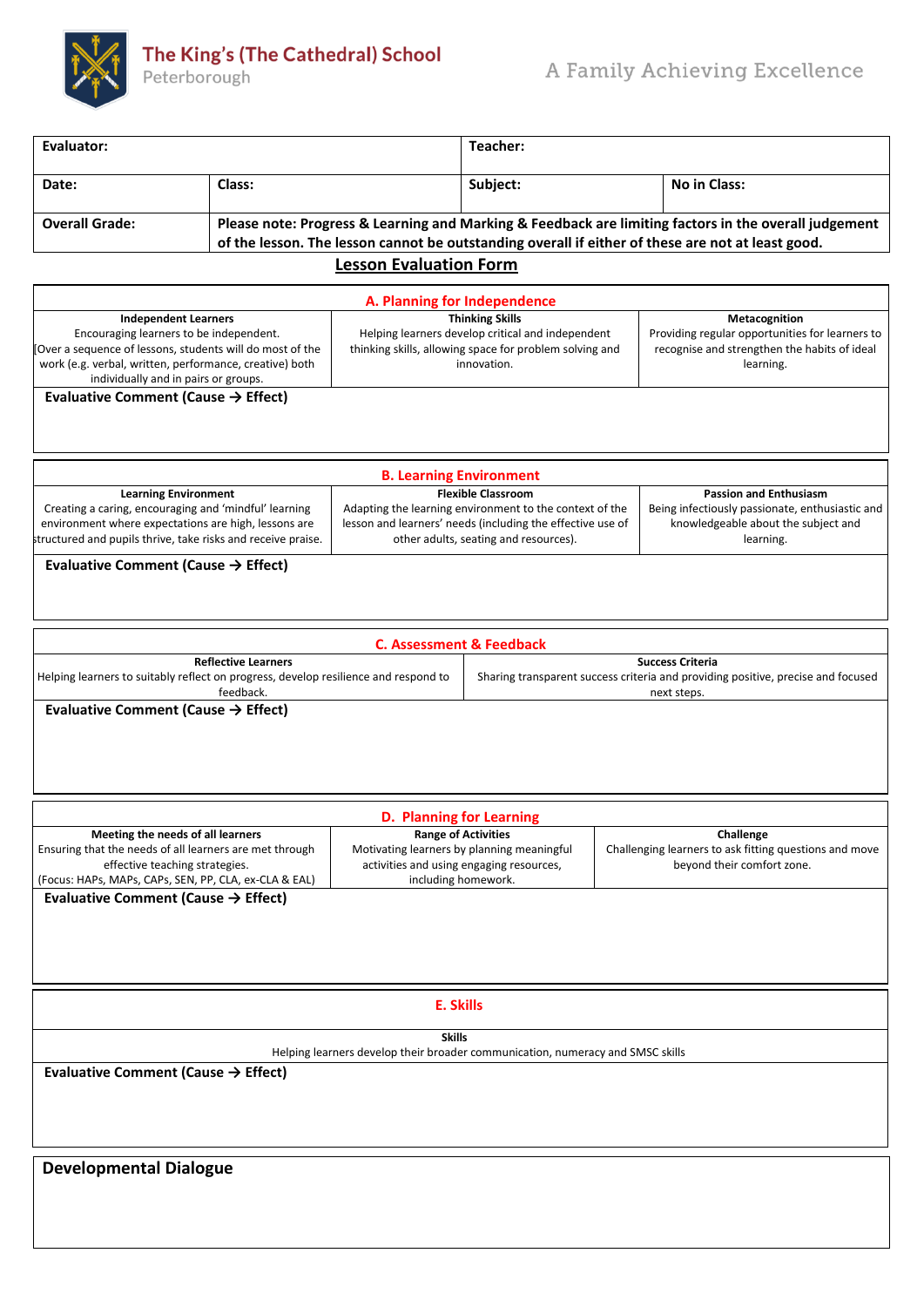The King's (The Cathedral) School
Peterborough

A Family Achieving Excellence

| Evaluator: | | Teacher: | |
|---|---|---|---|
| Date: | Class: | Subject: | No in Class: |
| Overall Grade: | Please note: Progress & Learning and Marking & Feedback are limiting factors in the overall judgement of the lesson. The lesson cannot be outstanding overall if either of these are not at least good. | | |

## Lesson Evaluation Form

### A. Planning for Independence

| Independent Learners | Thinking Skills | Metacognition |
|---|---|---|
| Encouraging learners to be independent. [Over a sequence of lessons, students will do most of the work (e.g. verbal, written, performance, creative) both individually and in pairs or groups. | Helping learners develop critical and independent thinking skills, allowing space for problem solving and innovation. | Providing regular opportunities for learners to recognise and strengthen the habits of ideal learning. |

**Evaluative Comment (Cause → Effect)**

### B. Learning Environment

| Learning Environment | Flexible Classroom | Passion and Enthusiasm |
|---|---|---|
| Creating a caring, encouraging and 'mindful' learning environment where expectations are high, lessons are structured and pupils thrive, take risks and receive praise. | Adapting the learning environment to the context of the lesson and learners' needs (including the effective use of other adults, seating and resources). | Being infectiously passionate, enthusiastic and knowledgeable about the subject and learning. |

**Evaluative Comment (Cause → Effect)**

### C. Assessment & Feedback

| Reflective Learners | Success Criteria |
|---|---|
| Helping learners to suitably reflect on progress, develop resilience and respond to feedback. | Sharing transparent success criteria and providing positive, precise and focused next steps. |

**Evaluative Comment (Cause → Effect)**

### D. Planning for Learning

| Meeting the needs of all learners | Range of Activities | Challenge |
|---|---|---|
| Ensuring that the needs of all learners are met through effective teaching strategies. (Focus: HAPs, MAPs, CAPs, SEN, PP, CLA, ex-CLA & EAL) | Motivating learners by planning meaningful activities and using engaging resources, including homework. | Challenging learners to ask fitting questions and move beyond their comfort zone. |

**Evaluative Comment (Cause → Effect)**

### E. Skills

| Skills |
|---|
| Helping learners develop their broader communication, numeracy and SMSC skills |

**Evaluative Comment (Cause → Effect)**

### Developmental Dialogue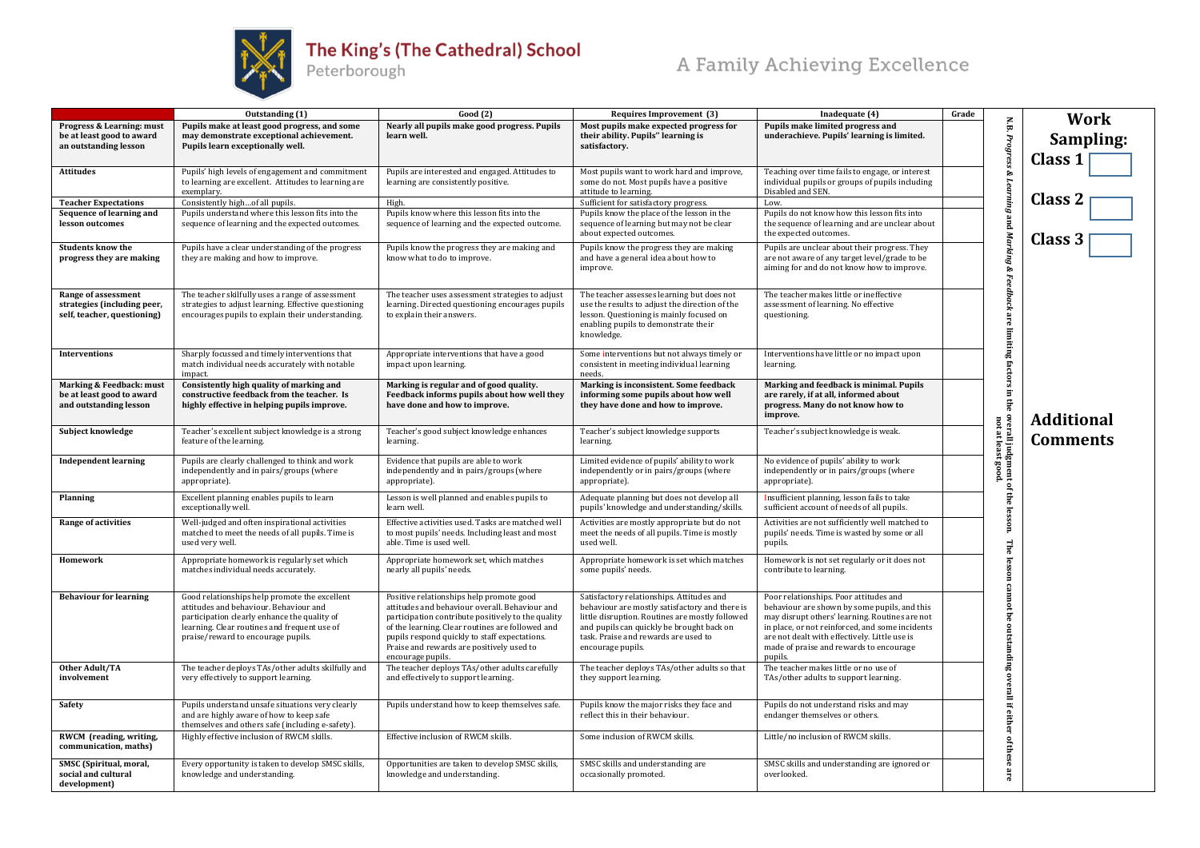# The King's (The Cathedral) School
Peterborough

A Family Achieving Excellence

| | Outstanding (1) | Good (2) | Requires Improvement (3) | Inadequate (4) | Grade |
|---|---|---|---|---|---|
| **Progress & Learning: must be at least good to award an outstanding lesson** | **Pupils make at least good progress, and some may demonstrate exceptional achievement. Pupils learn exceptionally well.** | **Nearly all pupils make good progress. Pupils learn well.** | **Most pupils make expected progress for their ability. Pupils" learning is satisfactory.** | **Pupils make limited progress and underachieve. Pupils' learning is limited.** | |
| **Attitudes** | Pupils' high levels of engagement and commitment to learning are excellent. Attitudes to learning are exemplary. | Pupils are interested and engaged. Attitudes to learning are consistently positive. | Most pupils want to work hard and improve, some do not. Most pupils have a positive attitude to learning. | Teaching over time fails to engage, or interest individual pupils or groups of pupils including Disabled and SEN. | |
| **Teacher Expectations** | Consistently high…of all pupils. | High. | Sufficient for satisfactory progress. | Low. | |
| **Sequence of learning and lesson outcomes** | Pupils understand where this lesson fits into the sequence of learning and the expected outcomes. | Pupils know where this lesson fits into the sequence of learning and the expected outcome. | Pupils know the place of the lesson in the sequence of learning but may not be clear about expected outcomes. | Pupils do not know how this lesson fits into the sequence of learning and are unclear about the expected outcomes. | |
| **Students know the progress they are making** | Pupils have a clear understanding of the progress they are making and how to improve. | Pupils know the progress they are making and know what to do to improve. | Pupils know the progress they are making and have a general idea about how to improve. | Pupils are unclear about their progress. They are not aware of any target level/grade to be aiming for and do not know how to improve. | |
| **Range of assessment strategies (including peer, self, teacher, questioning)** | The teacher skilfully uses a range of assessment strategies to adjust learning. Effective questioning encourages pupils to explain their understanding. | The teacher uses assessment strategies to adjust learning. Directed questioning encourages pupils to explain their answers. | The teacher assesses learning but does not use the results to adjust the direction of the lesson. Questioning is mainly focused on enabling pupils to demonstrate their knowledge. | The teacher makes little or ineffective assessment of learning. No effective questioning. | |
| **Interventions** | Sharply focussed and timely interventions that match individual needs accurately with notable impact. | Appropriate interventions that have a good impact upon learning. | Some interventions but not always timely or consistent in meeting individual learning needs. | Interventions have little or no impact upon learning. | |
| **Marking & Feedback: must be at least good to award and outstanding lesson** | **Consistently high quality of marking and constructive feedback from the teacher. Is highly effective in helping pupils improve.** | **Marking is regular and of good quality. Feedback informs pupils about how well they have done and how to improve.** | **Marking is inconsistent. Some feedback informing some pupils about how well they have done and how to improve.** | **Marking and feedback is minimal. Pupils are rarely, if at all, informed about progress. Many do not know how to improve.** | |
| **Subject knowledge** | Teacher's excellent subject knowledge is a strong feature of the learning. | Teacher's good subject knowledge enhances learning. | Teacher's subject knowledge supports learning. | Teacher's subject knowledge is weak. | |
| **Independent learning** | Pupils are clearly challenged to think and work independently and in pairs/groups (where appropriate). | Evidence that pupils are able to work independently and in pairs/groups (where appropriate). | Limited evidence of pupils' ability to work independently or in pairs/groups (where appropriate). | No evidence of pupils' ability to work independently or in pairs/groups (where appropriate). | |
| **Planning** | Excellent planning enables pupils to learn exceptionally well. | Lesson is well planned and enables pupils to learn well. | Adequate planning but does not develop all pupils' knowledge and understanding/skills. | Insufficient planning, lesson fails to take sufficient account of needs of all pupils. | |
| **Range of activities** | Well-judged and often inspirational activities matched to meet the needs of all pupils. Time is used very well. | Effective activities used. Tasks are matched well to most pupils' needs. Including least and most able. Time is used well. | Activities are mostly appropriate but do not meet the needs of all pupils. Time is mostly used well. | Activities are not sufficiently well matched to pupils' needs. Time is wasted by some or all pupils. | |
| **Homework** | Appropriate homework is regularly set which matches individual needs accurately. | Appropriate homework set, which matches nearly all pupils' needs. | Appropriate homework is set which matches some pupils' needs. | Homework is not set regularly or it does not contribute to learning. | |
| **Behaviour for learning** | Good relationships help promote the excellent attitudes and behaviour. Behaviour and participation clearly enhance the quality of learning. Clear routines and frequent use of praise/reward to encourage pupils. | Positive relationships help promote good attitudes and behaviour overall. Behaviour and participation contribute positively to the quality of the learning. Clear routines are followed and pupils respond quickly to staff expectations. Praise and rewards are positively used to encourage pupils. | Satisfactory relationships. Attitudes and behaviour are mostly satisfactory and there is little disruption. Routines are mostly followed and pupils can quickly be brought back on task. Praise and rewards are used to encourage pupils. | Poor relationships. Poor attitudes and behaviour are shown by some pupils, and this may disrupt others' learning. Routines are not in place, or not reinforced, and some incidents are not dealt with effectively. Little use is made of praise and rewards to encourage pupils. | |
| **Other Adult/TA involvement** | The teacher deploys TAs/other adults skilfully and very effectively to support learning. | The teacher deploys TAs/other adults carefully and effectively to support learning. | The teacher deploys TAs/other adults so that they support learning. | The teacher makes little or no use of TAs/other adults to support learning. | |
| **Safety** | Pupils understand unsafe situations very clearly and are highly aware of how to keep safe themselves and others safe (including e-safety). | Pupils understand how to keep themselves safe. | Pupils know the major risks they face and reflect this in their behaviour. | Pupils do not understand risks and may endanger themselves or others. | |
| **RWCM (reading, writing, communication, maths)** | Highly effective inclusion of RWCM skills. | Effective inclusion of RWCM skills. | Some inclusion of RWCM skills. | Little/no inclusion of RWCM skills. | |
| **SMSC (Spiritual, moral, social and cultural development)** | Every opportunity is taken to develop SMSC skills, knowledge and understanding. | Opportunities are taken to develop SMSC skills, knowledge and understanding. | SMSC skills and understanding are occasionally promoted. | SMSC skills and understanding are ignored or overlooked. | |

**N.B.** *Progress & Learning* **and** *Marking & Feedback* **are limiting factors in the overall judgment of the lesson. The lesson cannot be outstanding overall if either of these are not at least good.**

## Work Sampling:

**Class 1** ☐

**Class 2** ☐

**Class 3** ☐

## Additional Comments